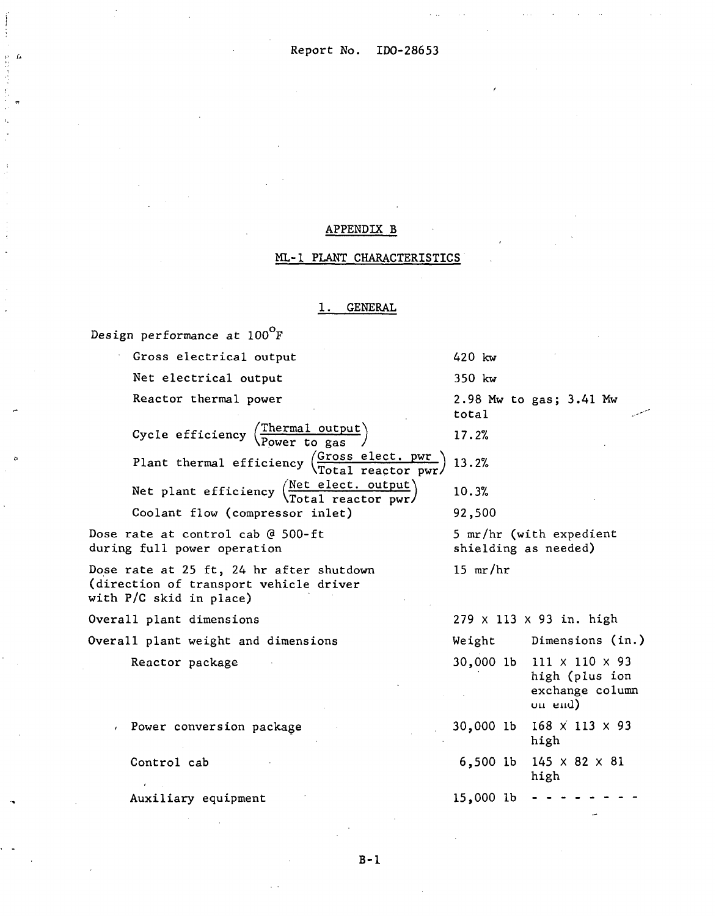# APPENDIX B

## ML-1 PLANT CHARACTERISTICS

### 1. GENERAL

| | | |
|---|---|---|
| Design performance at 100°F | | |
| Gross electrical output | 420 kw | |
| Net electrical output | 350 kw | |
| Reactor thermal power | 2.98 Mw to gas; 3.41 Mw total | |
| Cycle efficiency $\left(\frac{\text{Thermal output}}{\text{Power to gas}}\right)$ | 17.2% | |
| Plant thermal efficiency $\left(\frac{\text{Gross elect. pwr}}{\text{Total reactor pwr}}\right)$ | 13.2% | |
| Net plant efficiency $\left(\frac{\text{Net elect. output}}{\text{Total reactor pwr}}\right)$ | 10.3% | |
| Coolant flow (compressor inlet) | 92,500 | |
| Dose rate at control cab @ 500-ft during full power operation | 5 mr/hr (with expedient shielding as needed) | |
| Dose rate at 25 ft, 24 hr after shutdown (direction of transport vehicle driver with P/C skid in place) | 15 mr/hr | |
| Overall plant dimensions | 279 x 113 x 93 in. high | |
| Overall plant weight and dimensions | Weight | Dimensions (in.) |
| Reactor package | 30,000 lb | 111 x 110 x 93 high (plus ion exchange column on end) |
| Power conversion package | 30,000 lb | 168 x 113 x 93 high |
| Control cab | 6,500 lb | 145 x 82 x 81 high |
| Auxiliary equipment | 15,000 lb | - - - - - - - - |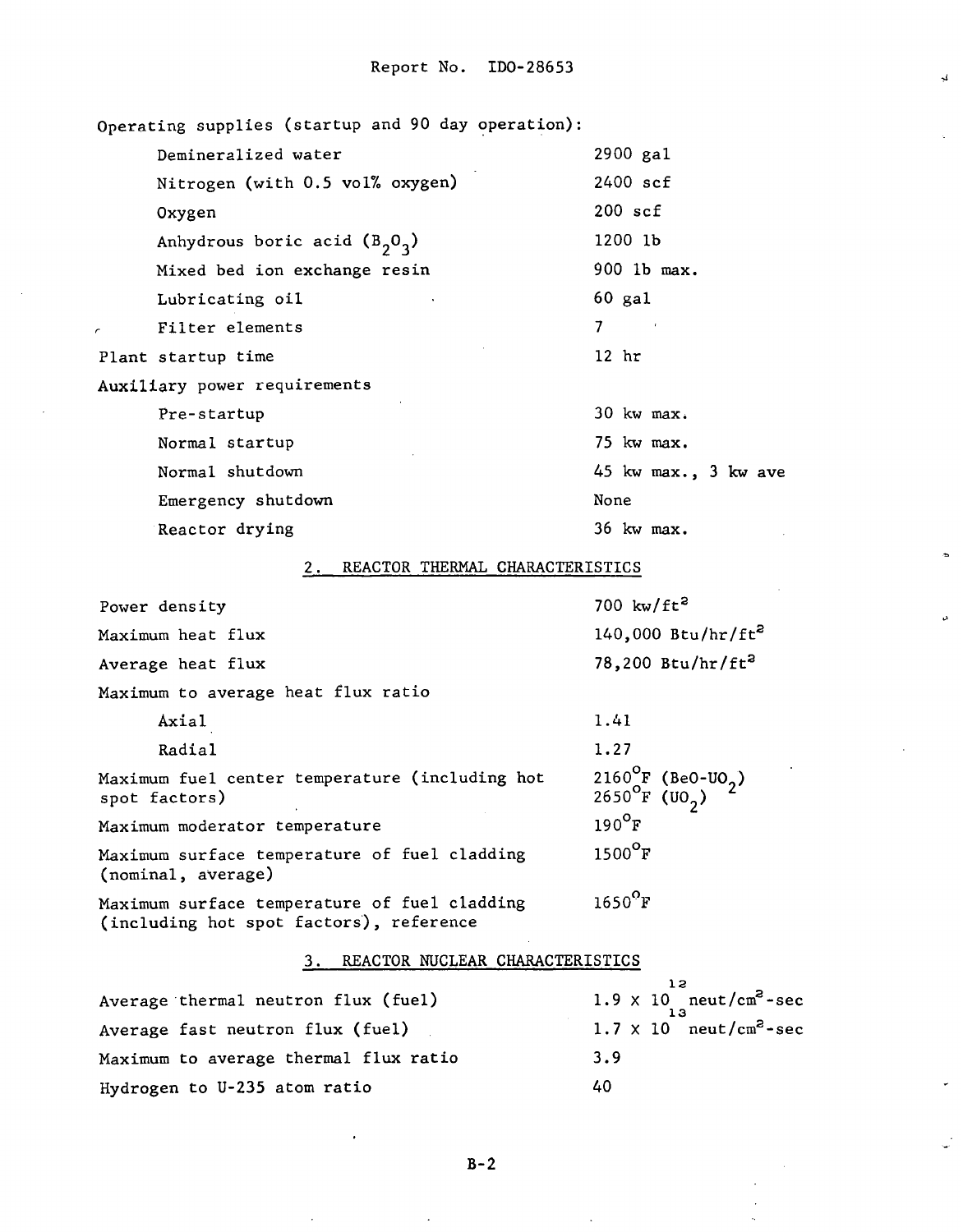Operating supplies (startup and 90 day operation):

| | |
|---|---|
| Demineralized water | 2900 gal |
| Nitrogen (with 0.5 vol% oxygen) | 2400 scf |
| Oxygen | 200 scf |
| Anhydrous boric acid ($B_2O_3$) | 1200 lb |
| Mixed bed ion exchange resin | 900 lb max. |
| Lubricating oil | 60 gal |
| Filter elements | 7 |
| Plant startup time | 12 hr |
| Auxiliary power requirements | |
| Pre-startup | 30 kw max. |
| Normal startup | 75 kw max. |
| Normal shutdown | 45 kw max., 3 kw ave |
| Emergency shutdown | None |
| Reactor drying | 36 kw max. |

## 2. REACTOR THERMAL CHARACTERISTICS

| | |
|---|---|
| Power density | 700 kw/ft$^2$ |
| Maximum heat flux | 140,000 Btu/hr/ft$^2$ |
| Average heat flux | 78,200 Btu/hr/ft$^2$ |
| Maximum to average heat flux ratio | |
| Axial | 1.41 |
| Radial | 1.27 |
| Maximum fuel center temperature (including hot spot factors) | 2160$^{\circ}$F (BeO-$UO_2$)<br>2650$^{\circ}$F ($UO_2$) |
| Maximum moderator temperature | 190$^{\circ}$F |
| Maximum surface temperature of fuel cladding (nominal, average) | 1500$^{\circ}$F |
| Maximum surface temperature of fuel cladding (including hot spot factors), reference | 1650$^{\circ}$F |

## 3. REACTOR NUCLEAR CHARACTERISTICS

| | |
|---|---|
| Average thermal neutron flux (fuel) | $1.9 \times 10^{12}$ neut/cm$^2$-sec |
| Average fast neutron flux (fuel) | $1.7 \times 10^{13}$ neut/cm$^2$-sec |
| Maximum to average thermal flux ratio | 3.9 |
| Hydrogen to U-235 atom ratio | 40 |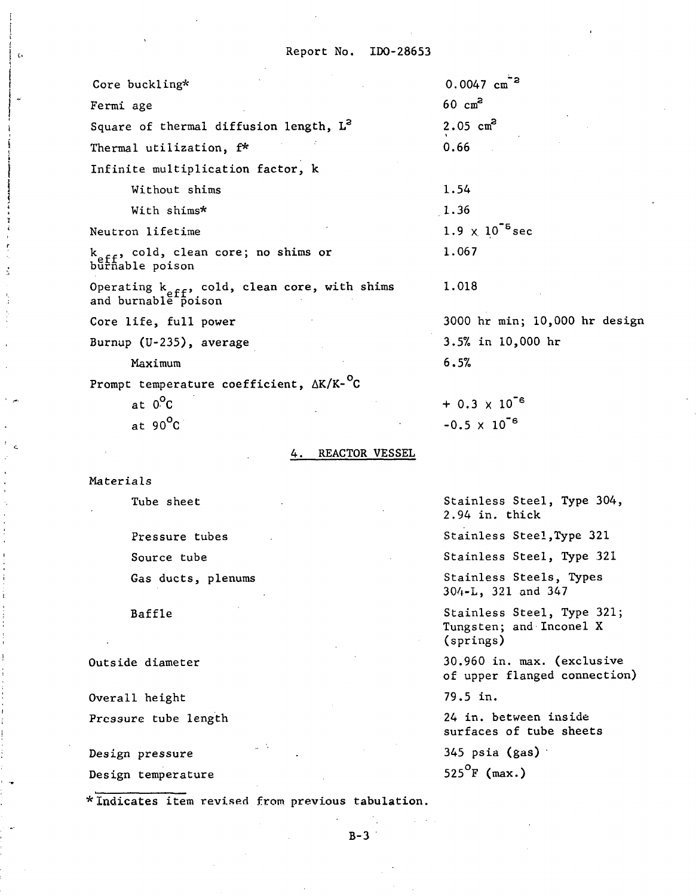| | |
|---|---|
| Core buckling* | $0.0047\ cm^{-2}$ |
| Fermi age | $60\ cm^2$ |
| Square of thermal diffusion length, $L^2$ | $2.05\ cm^2$ |
| Thermal utilization, f* | 0.66 |
| Infinite multiplication factor, k | |
| Without shims | 1.54 |
| With shims* | 1.36 |
| Neutron lifetime | $1.9 \times 10^{-5}$ sec |
| $k_{eff}$, cold, clean core; no shims or burnable poison | 1.067 |
| Operating $k_{eff}$, cold, clean core, with shims and burnable poison | 1.018 |
| Core life, full power | 3000 hr min; 10,000 hr design |
| Burnup (U-235), average | 3.5% in 10,000 hr |
| Maximum | 6.5% |
| Prompt temperature coefficient, $\Delta K/K\text{-}^{o}C$ | |
| at $0^{o}C$ | $+ 0.3 \times 10^{-6}$ |
| at $90^{o}C$ | $-0.5 \times 10^{-6}$ |

## 4. REACTOR VESSEL

| | |
|---|---|
| Materials | |
| Tube sheet | Stainless Steel, Type 304, 2.94 in. thick |
| Pressure tubes | Stainless Steel, Type 321 |
| Source tube | Stainless Steel, Type 321 |
| Gas ducts, plenums | Stainless Steels, Types 304-L, 321 and 347 |
| Baffle | Stainless Steel, Type 321; Tungsten; and Inconel X (springs) |
| Outside diameter | 30.960 in. max. (exclusive of upper flanged connection) |
| Overall height | 79.5 in. |
| Pressure tube length | 24 in. between inside surfaces of tube sheets |
| Design pressure | 345 psia (gas) |
| Design temperature | $525^{o}F$ (max.) |

*Indicates item revised from previous tabulation.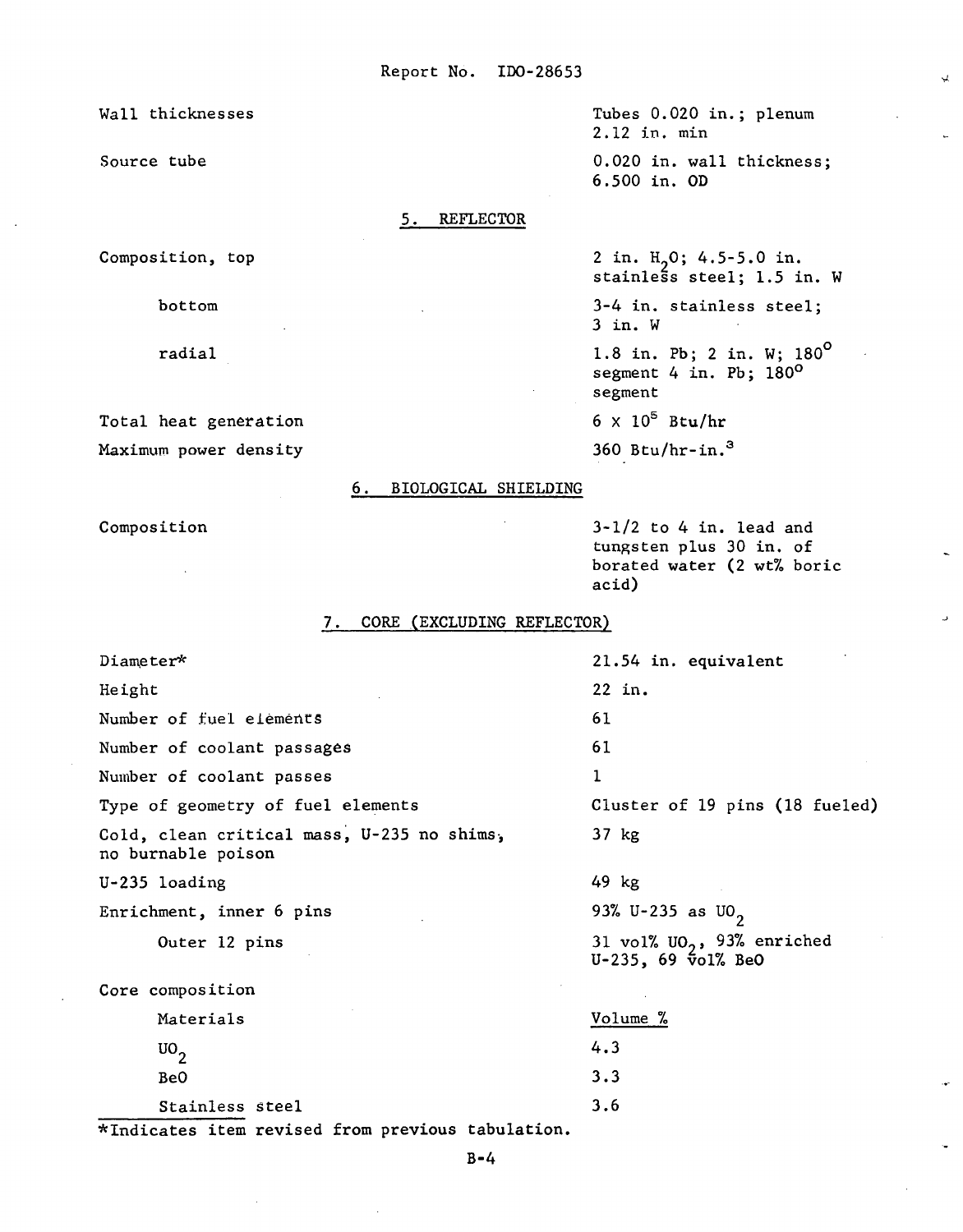| | |
|---|---|
| Wall thicknesses | Tubes 0.020 in.; plenum 2.12 in. min |
| Source tube | 0.020 in. wall thickness; 6.500 in. OD |

## 5. REFLECTOR

| | |
|---|---|
| Composition, top | 2 in. $H_2O$; 4.5-5.0 in. stainless steel; 1.5 in. W |
| bottom | 3-4 in. stainless steel; 3 in. W |
| radial | 1.8 in. Pb; 2 in. W; 180° segment 4 in. Pb; 180° segment |
| Total heat generation | $6 \times 10^5$ Btu/hr |
| Maximum power density | 360 Btu/hr-in.$^3$ |

## 6. BIOLOGICAL SHIELDING

| | |
|---|---|
| Composition | 3-1/2 to 4 in. lead and tungsten plus 30 in. of borated water (2 wt% boric acid) |

## 7. CORE (EXCLUDING REFLECTOR)

| | |
|---|---|
| Diameter* | 21.54 in. equivalent |
| Height | 22 in. |
| Number of fuel elements | 61 |
| Number of coolant passages | 61 |
| Number of coolant passes | 1 |
| Type of geometry of fuel elements | Cluster of 19 pins (18 fueled) |
| Cold, clean critical mass, U-235 no shims, no burnable poison | 37 kg |
| U-235 loading | 49 kg |
| Enrichment, inner 6 pins | 93% U-235 as $UO_2$ |
| Outer 12 pins | 31 vol% $UO_2$, 93% enriched U-235, 69 vol% BeO |

Core composition

| Materials | Volume % |
|---|---|
| $UO_2$ | 4.3 |
| BeO | 3.3 |
| Stainless steel | 3.6 |

*Indicates item revised from previous tabulation.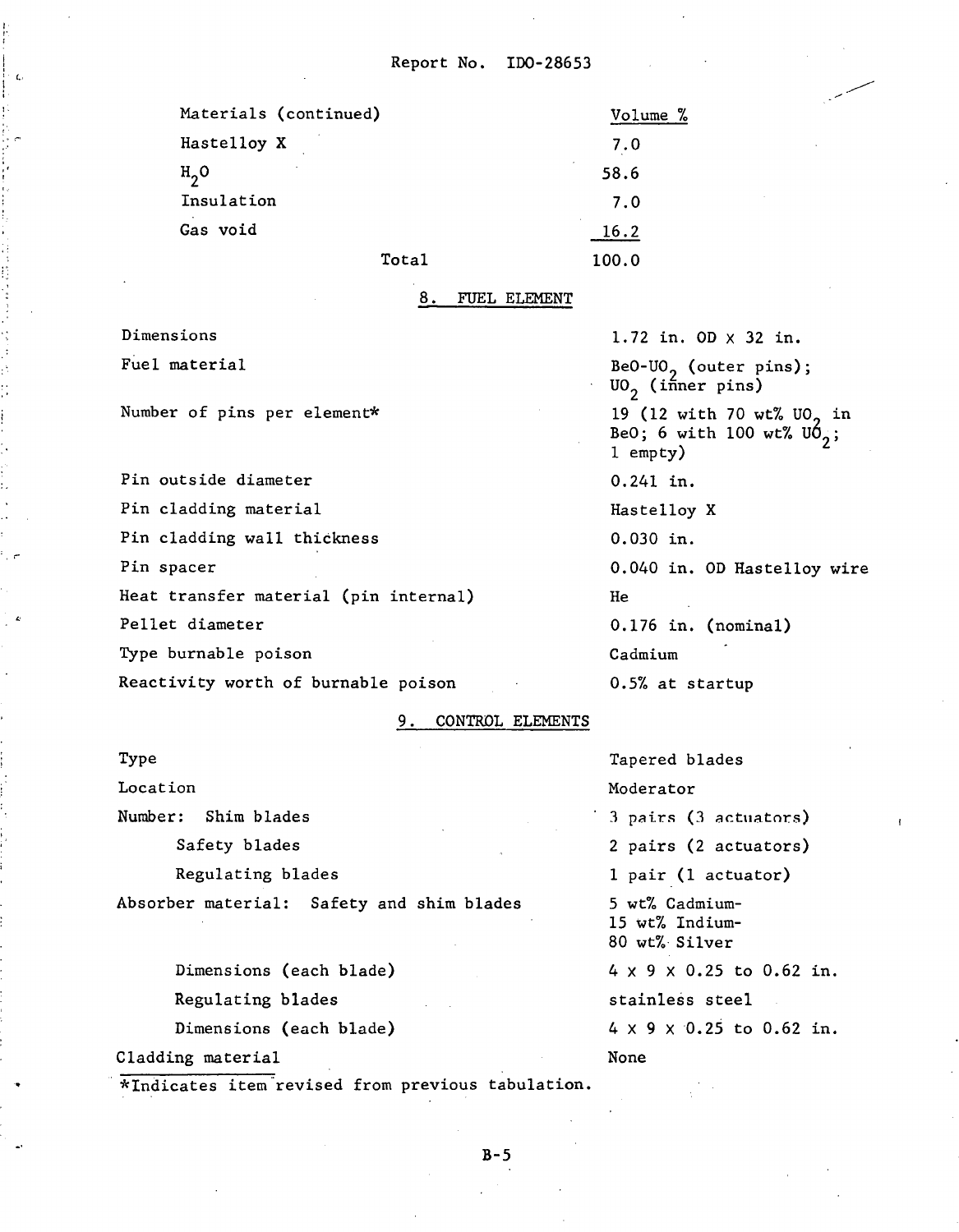| Materials (continued) | Volume % |
|---|---|
| Hastelloy X | 7.0 |
| $H_2O$ | 58.6 |
| Insulation | 7.0 |
| Gas void | 16.2 |
| Total | 100.0 |

## 8. FUEL ELEMENT

| | |
|---|---|
| Dimensions | 1.72 in. OD x 32 in. |
| Fuel material | $BeO-UO_2$ (outer pins); $UO_2$ (inner pins) |
| Number of pins per element* | 19 (12 with 70 wt% $UO_2$ in BeO; 6 with 100 wt% $UO_2$; 1 empty) |
| Pin outside diameter | 0.241 in. |
| Pin cladding material | Hastelloy X |
| Pin cladding wall thickness | 0.030 in. |
| Pin spacer | 0.040 in. OD Hastelloy wire |
| Heat transfer material (pin internal) | He |
| Pellet diameter | 0.176 in. (nominal) |
| Type burnable poison | Cadmium |
| Reactivity worth of burnable poison | 0.5% at startup |

## 9. CONTROL ELEMENTS

| | |
|---|---|
| Type | Tapered blades |
| Location | Moderator |
| Number: Shim blades | 3 pairs (3 actuators) |
| Safety blades | 2 pairs (2 actuators) |
| Regulating blades | 1 pair (1 actuator) |
| Absorber material: Safety and shim blades | 5 wt% Cadmium-15 wt% Indium-80 wt% Silver |
| Dimensions (each blade) | 4 x 9 x 0.25 to 0.62 in. |
| Regulating blades | stainless steel |
| Dimensions (each blade) | 4 x 9 x 0.25 to 0.62 in. |
| Cladding material | None |

*Indicates item revised from previous tabulation.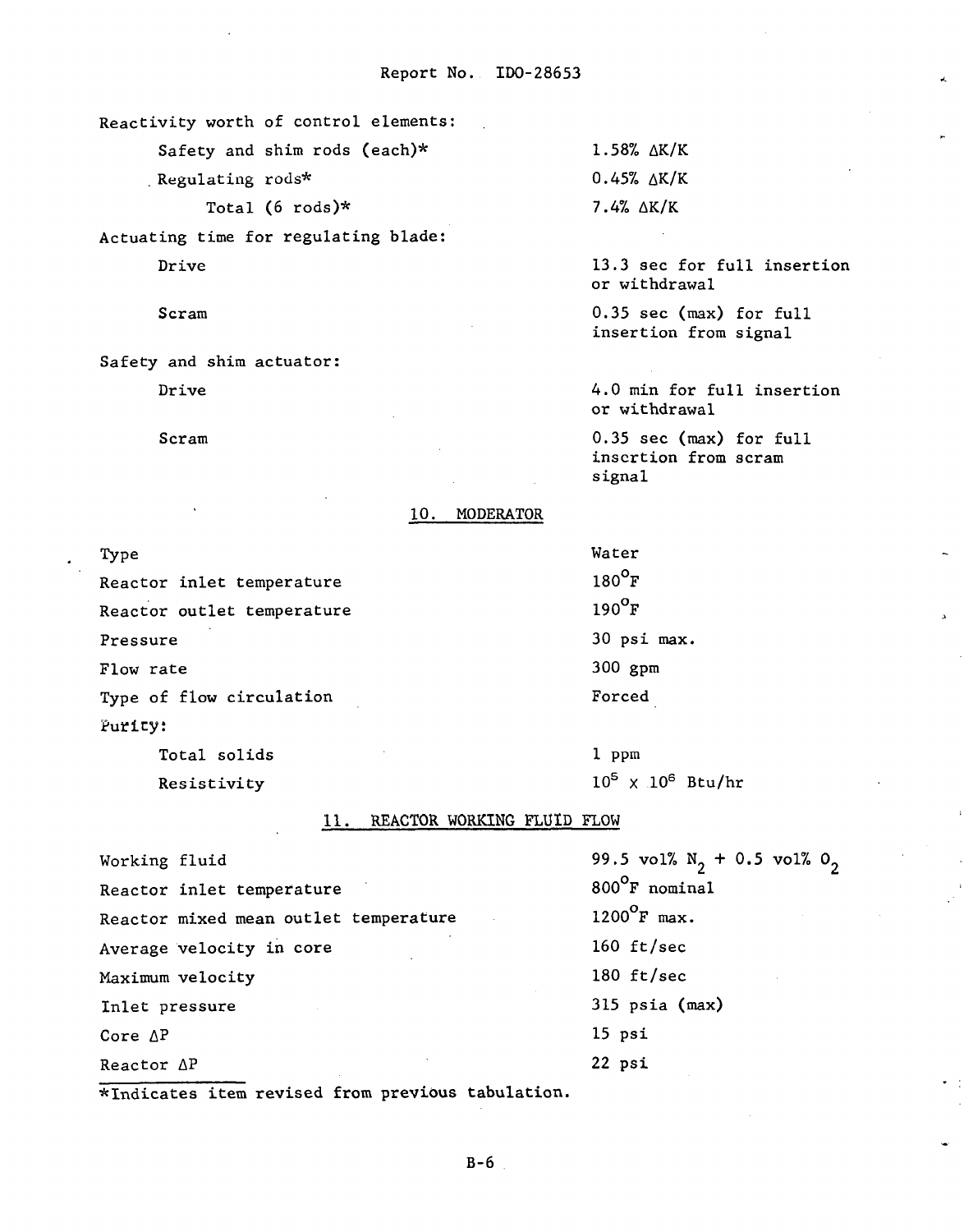Reactivity worth of control elements:

| | |
|---|---|
| Safety and shim rods (each)* | 1.58% $\Delta K/K$ |
| Regulating rods* | 0.45% $\Delta K/K$ |
| Total (6 rods)* | 7.4% $\Delta K/K$ |

Actuating time for regulating blade:

| | |
|---|---|
| Drive | 13.3 sec for full insertion or withdrawal |
| Scram | 0.35 sec (max) for full insertion from signal |

Safety and shim actuator:

| | |
|---|---|
| Drive | 4.0 min for full insertion or withdrawal |
| Scram | 0.35 sec (max) for full inscrtion from scram signal |

## 10. MODERATOR

| | |
|---|---|
| Type | Water |
| Reactor inlet temperature | 180°F |
| Reactor outlet temperature | 190°F |
| Pressure | 30 psi max. |
| Flow rate | 300 gpm |
| Type of flow circulation | Forced |

Purity:

| | |
|---|---|
| Total solids | 1 ppm |
| Resistivity | $10^5 \times 10^6$ Btu/hr |

## 11. REACTOR WORKING FLUID FLOW

| | |
|---|---|
| Working fluid | 99.5 vol% $N_2$ + 0.5 vol% $O_2$ |
| Reactor inlet temperature | 800°F nominal |
| Reactor mixed mean outlet temperature | 1200°F max. |
| Average velocity in core | 160 ft/sec |
| Maximum velocity | 180 ft/sec |
| Inlet pressure | 315 psia (max) |
| Core $\Delta P$ | 15 psi |
| Reactor $\Delta P$ | 22 psi |

*Indicates item revised from previous tabulation.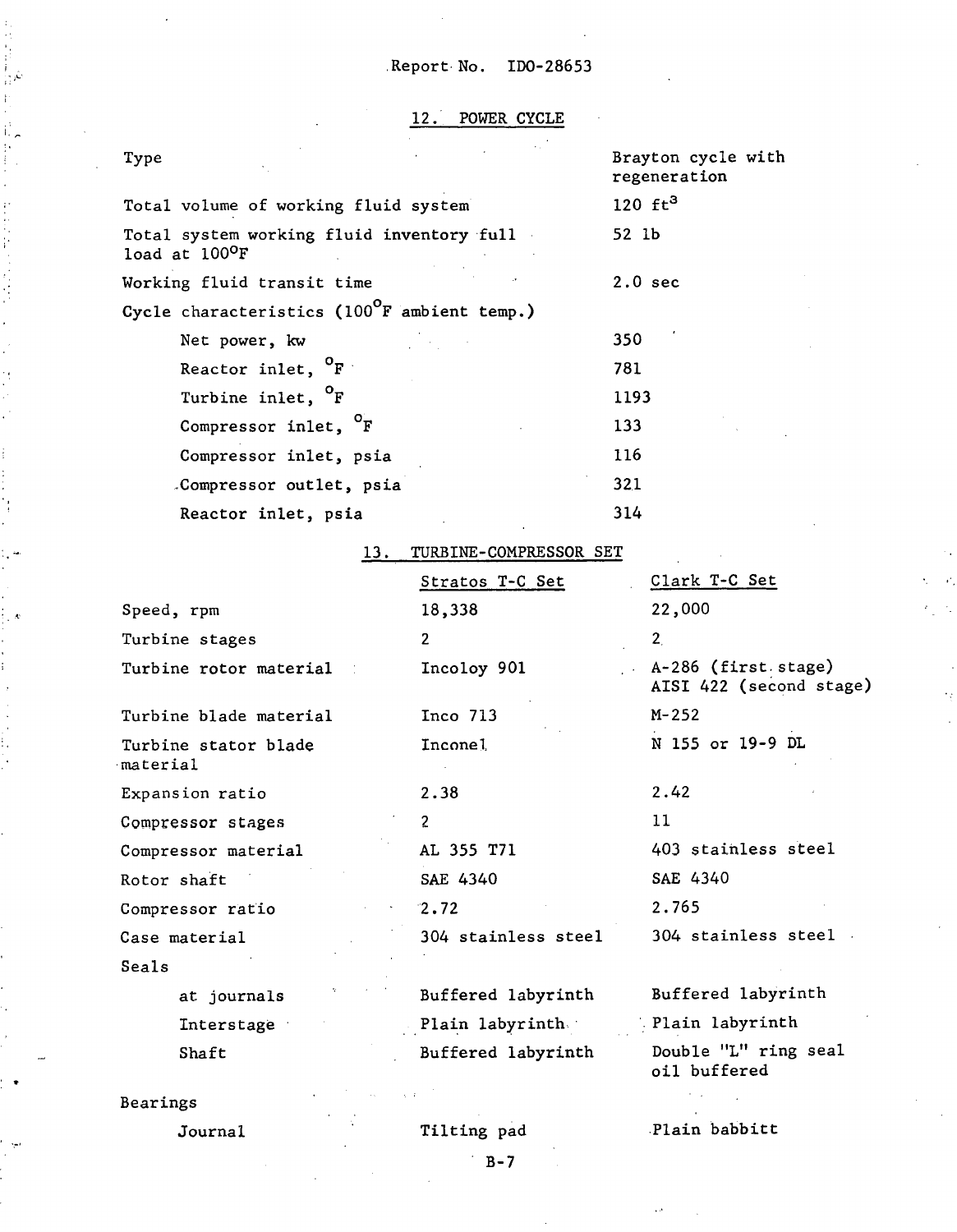Report No. IDO-28653

## 12. POWER CYCLE

| | |
|---|---|
| Type | Brayton cycle with regeneration |
| Total volume of working fluid system | 120 ft$^3$ |
| Total system working fluid inventory full load at 100°F | 52 lb |
| Working fluid transit time | 2.0 sec |
| Cycle characteristics (100°F ambient temp.) | |
| Net power, kw | 350 |
| Reactor inlet, °F | 781 |
| Turbine inlet, °F | 1193 |
| Compressor inlet, °F | 133 |
| Compressor inlet, psia | 116 |
| Compressor outlet, psia | 321 |
| Reactor inlet, psia | 314 |

## 13. TURBINE-COMPRESSOR SET

| | Stratos T-C Set | Clark T-C Set |
|---|---|---|
| Speed, rpm | 18,338 | 22,000 |
| Turbine stages | 2 | 2 |
| Turbine rotor material | Incoloy 901 | A-286 (first stage) AISI 422 (second stage) |
| Turbine blade material | Inco 713 | M-252 |
| Turbine stator blade material | Inconel | N 155 or 19-9 DL |
| Expansion ratio | 2.38 | 2.42 |
| Compressor stages | 2 | 11 |
| Compressor material | AL 355 T71 | 403 stainless steel |
| Rotor shaft | SAE 4340 | SAE 4340 |
| Compressor ratio | 2.72 | 2.765 |
| Case material | 304 stainless steel | 304 stainless steel |
| Seals | | |
| at journals | Buffered labyrinth | Buffered labyrinth |
| Interstage | Plain labyrinth | Plain labyrinth |
| Shaft | Buffered labyrinth | Double "L" ring seal oil buffered |
| Bearings | | |
| Journal | Tilting pad | Plain babbitt |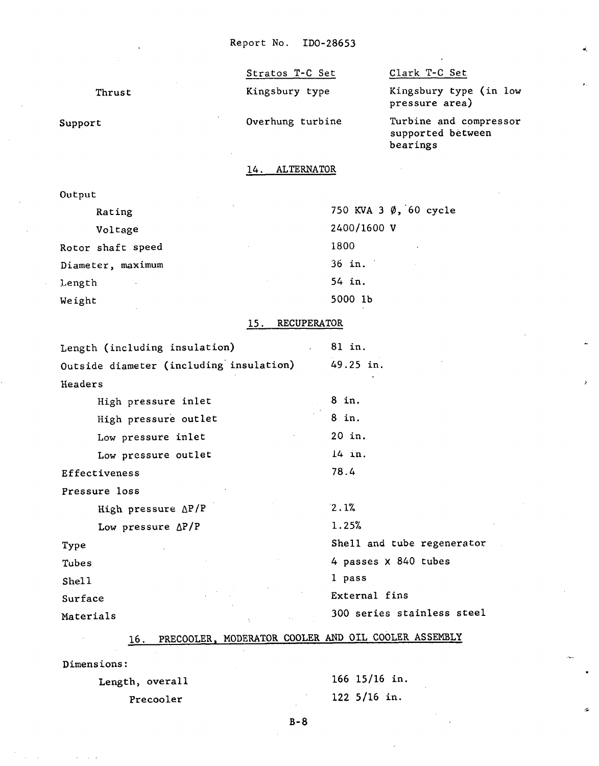| | Stratos T-C Set | Clark T-C Set |
|---|---|---|
| Thrust | Kingsbury type | Kingsbury type (in low pressure area) |
| Support | Overhung turbine | Turbine and compressor supported between bearings |

## 14. ALTERNATOR

| | |
|---|---|
| Output | |
| Rating | 750 KVA 3 Ø, 60 cycle |
| Voltage | 2400/1600 V |
| Rotor shaft speed | 1800 |
| Diameter, maximum | 36 in. |
| Length | 54 in. |
| Weight | 5000 lb |

## 15. RECUPERATOR

| | |
|---|---|
| Length (including insulation) | 81 in. |
| Outside diameter (including insulation) | 49.25 in. |
| Headers | |
| High pressure inlet | 8 in. |
| High pressure outlet | 8 in. |
| Low pressure inlet | 20 in. |
| Low pressure outlet | 14 in. |
| Effectiveness | 78.4 |
| Pressure loss | |
| High pressure $\Delta P/P$ | 2.1% |
| Low pressure $\Delta P/P$ | 1.25% |
| Type | Shell and tube regenerator |
| Tubes | 4 passes x 840 tubes |
| Shell | 1 pass |
| Surface | External fins |
| Materials | 300 series stainless steel |

## 16. PRECOOLER, MODERATOR COOLER AND OIL COOLER ASSEMBLY

| | |
|---|---|
| Dimensions: | |
| Length, overall | 166 15/16 in. |
| Precooler | 122 5/16 in. |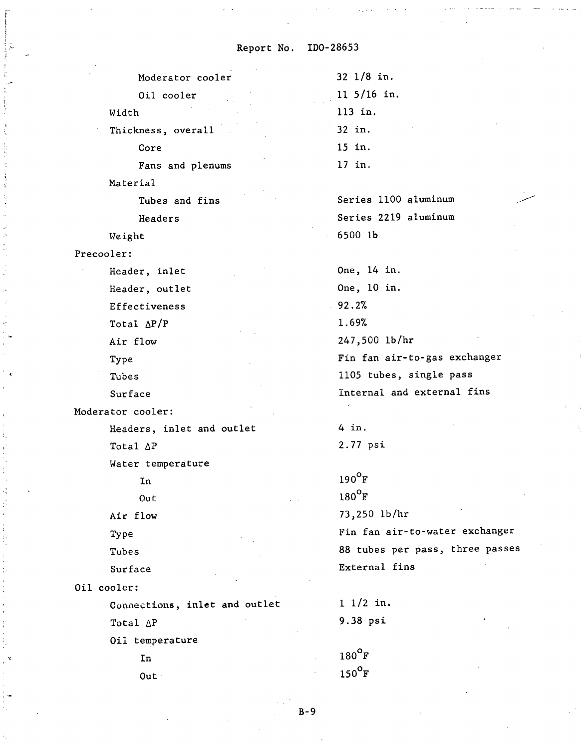| | |
|---|---|
| Moderator cooler | 32 1/8 in. |
| Oil cooler | 11 5/16 in. |
| Width | 113 in. |
| Thickness, overall | 32 in. |
| Core | 15 in. |
| Fans and plenums | 17 in. |
| Material | |
| Tubes and fins | Series 1100 aluminum |
| Headers | Series 2219 aluminum |
| Weight | 6500 lb |
| **Precooler:** | |
| Header, inlet | One, 14 in. |
| Header, outlet | One, 10 in. |
| Effectiveness | 92.2% |
| Total $\Delta P/P$ | 1.69% |
| Air flow | 247,500 lb/hr |
| Type | Fin fan air-to-gas exchanger |
| Tubes | 1105 tubes, single pass |
| Surface | Internal and external fins |
| **Moderator cooler:** | |
| Headers, inlet and outlet | 4 in. |
| Total $\Delta P$ | 2.77 psi |
| Water temperature | |
| In | 190°F |
| Out | 180°F |
| Air flow | 73,250 lb/hr |
| Type | Fin fan air-to-water exchanger |
| Tubes | 88 tubes per pass, three passes |
| Surface | External fins |
| **Oil cooler:** | |
| Connections, inlet and outlet | 1 1/2 in. |
| Total $\Delta P$ | 9.38 psi |
| Oil temperature | |
| In | 180°F |
| Out | 150°F |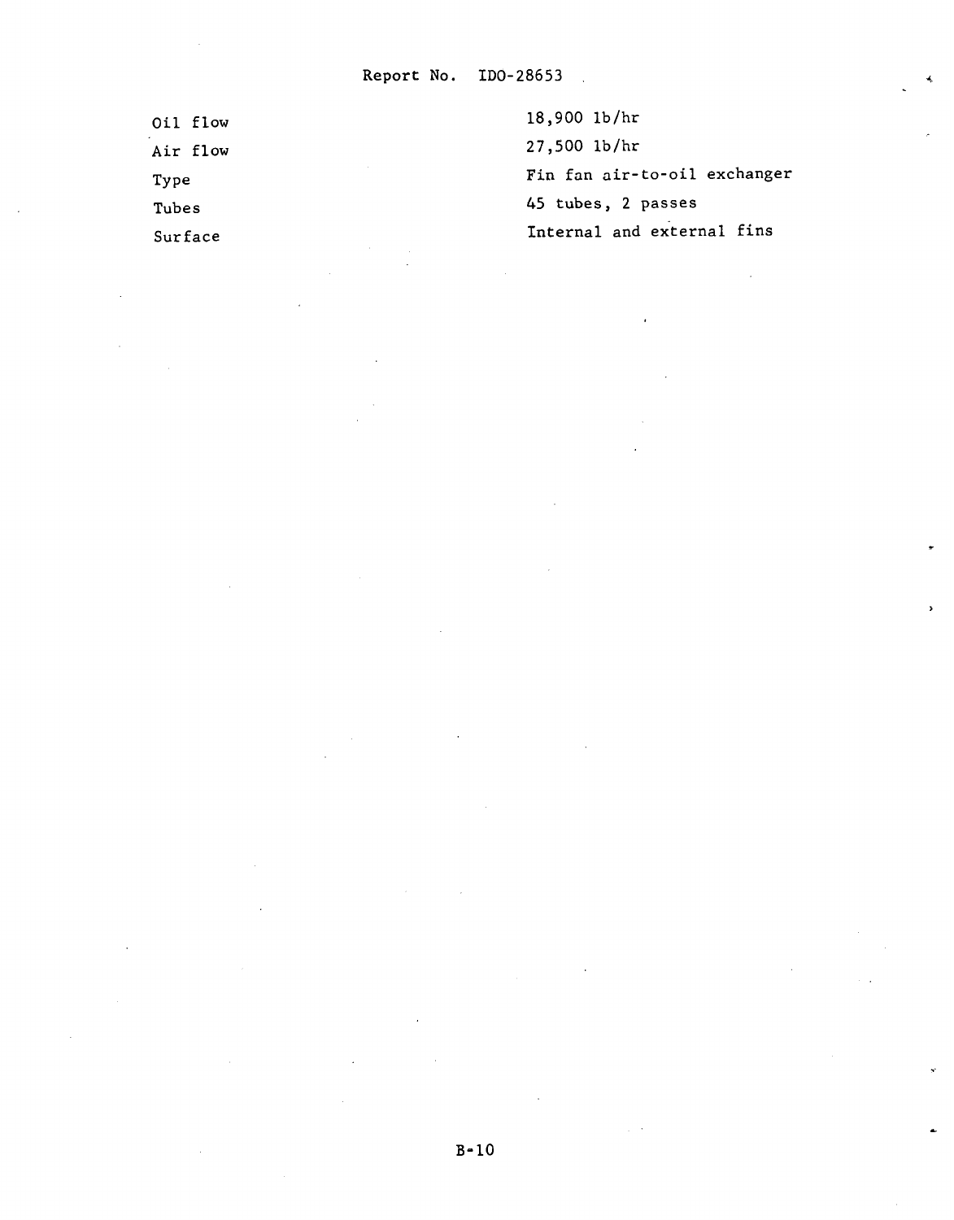| | |
|---|---|
| Oil flow | 18,900 lb/hr |
| Air flow | 27,500 lb/hr |
| Type | Fin fan air-to-oil exchanger |
| Tubes | 45 tubes, 2 passes |
| Surface | Internal and external fins |